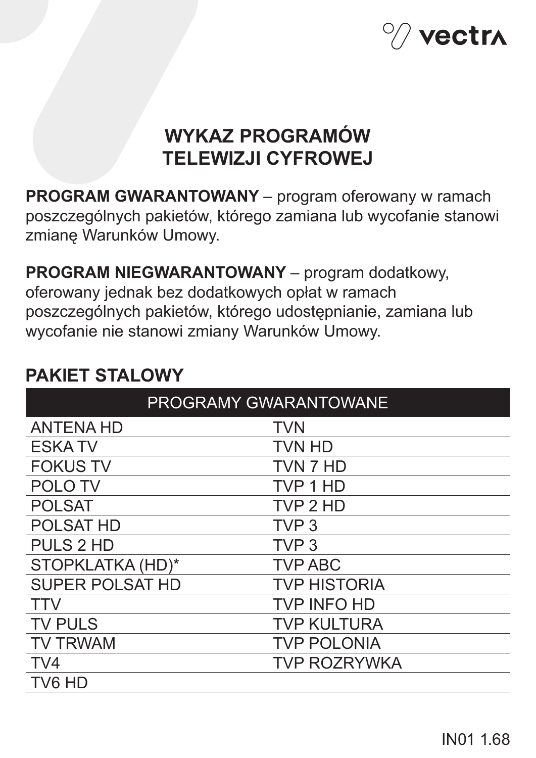# WYKAZ PROGRAMÓW TELEWIZJI CYFROWEJ

**PROGRAM GWARANTOWANY** – program oferowany w ramach poszczególnych pakietów, którego zamiana lub wycofanie stanowi zmianę Warunków Umowy.

**PROGRAM NIEGWARANTOWANY** – program dodatkowy, oferowany jednak bez dodatkowych opłat w ramach poszczególnych pakietów, którego udostępnianie, zamiana lub wycofanie nie stanowi zmiany Warunków Umowy.

## PAKIET STALOWY

| PROGRAMY GWARANTOWANE | |
|---|---|
| ANTENA HD | TVN |
| ESKA TV | TVN HD |
| FOKUS TV | TVN 7 HD |
| POLO TV | TVP 1 HD |
| POLSAT | TVP 2 HD |
| POLSAT HD | TVP 3 |
| PULS 2 HD | TVP 3 |
| STOPKLATKA (HD)* | TVP ABC |
| SUPER POLSAT HD | TVP HISTORIA |
| TTV | TVP INFO HD |
| TV PULS | TVP KULTURA |
| TV TRWAM | TVP POLONIA |
| TV4 | TVP ROZRYWKA |
| TV6 HD | |

IN01 1.68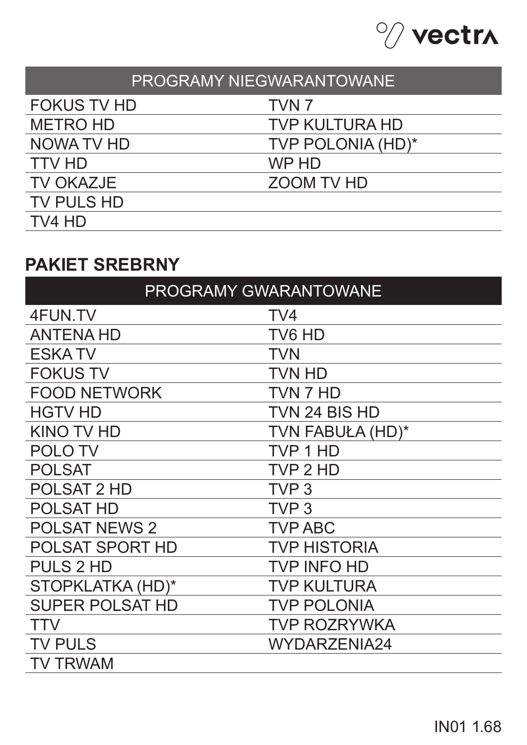| PROGRAMY NIEGWARANTOWANE | |
|---|---|
| FOKUS TV HD | TVN 7 |
| METRO HD | TVP KULTURA HD |
| NOWA TV HD | TVP POLONIA (HD)* |
| TTV HD | WP HD |
| TV OKAZJE | ZOOM TV HD |
| TV PULS HD | |
| TV4 HD | |

## PAKIET SREBRNY

| PROGRAMY GWARANTOWANE | |
|---|---|
| 4FUN.TV | TV4 |
| ANTENA HD | TV6 HD |
| ESKA TV | TVN |
| FOKUS TV | TVN HD |
| FOOD NETWORK | TVN 7 HD |
| HGTV HD | TVN 24 BIS HD |
| KINO TV HD | TVN FABUŁA (HD)* |
| POLO TV | TVP 1 HD |
| POLSAT | TVP 2 HD |
| POLSAT 2 HD | TVP 3 |
| POLSAT HD | TVP 3 |
| POLSAT NEWS 2 | TVP ABC |
| POLSAT SPORT HD | TVP HISTORIA |
| PULS 2 HD | TVP INFO HD |
| STOPKLATKA (HD)* | TVP KULTURA |
| SUPER POLSAT HD | TVP POLONIA |
| TTV | TVP ROZRYWKA |
| TV PULS | WYDARZENIA24 |
| TV TRWAM | |

IN01 1.68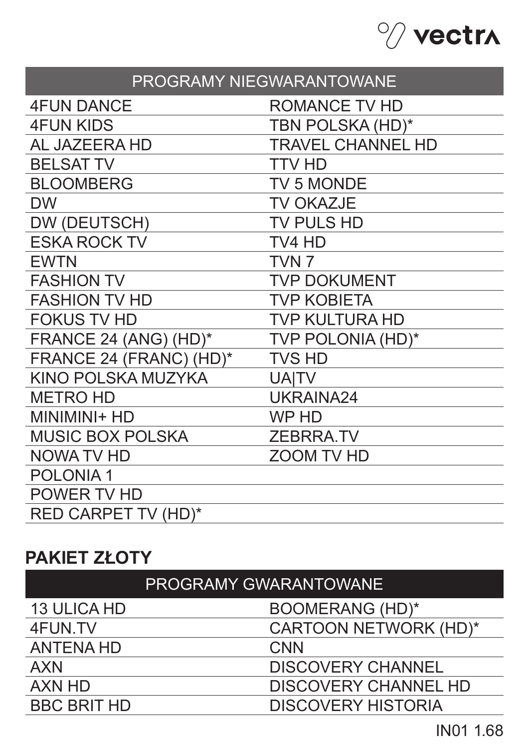| PROGRAMY NIEGWARANTOWANE | |
|---|---|
| 4FUN DANCE | ROMANCE TV HD |
| 4FUN KIDS | TBN POLSKA (HD)* |
| AL JAZEERA HD | TRAVEL CHANNEL HD |
| BELSAT TV | TTV HD |
| BLOOMBERG | TV 5 MONDE |
| DW | TV OKAZJE |
| DW (DEUTSCH) | TV PULS HD |
| ESKA ROCK TV | TV4 HD |
| EWTN | TVN 7 |
| FASHION TV | TVP DOKUMENT |
| FASHION TV HD | TVP KOBIETA |
| FOKUS TV HD | TVP KULTURA HD |
| FRANCE 24 (ANG) (HD)* | TVP POLONIA (HD)* |
| FRANCE 24 (FRANC) (HD)* | TVS HD |
| KINO POLSKA MUZYKA | UA\|TV |
| METRO HD | UKRAINA24 |
| MINIMINI+ HD | WP HD |
| MUSIC BOX POLSKA | ZEBRRA.TV |
| NOWA TV HD | ZOOM TV HD |
| POLONIA 1 | |
| POWER TV HD | |
| RED CARPET TV (HD)* | |

## PAKIET ZŁOTY

| PROGRAMY GWARANTOWANE | |
|---|---|
| 13 ULICA HD | BOOMERANG (HD)* |
| 4FUN.TV | CARTOON NETWORK (HD)* |
| ANTENA HD | CNN |
| AXN | DISCOVERY CHANNEL |
| AXN HD | DISCOVERY CHANNEL HD |
| BBC BRIT HD | DISCOVERY HISTORIA |

IN01 1.68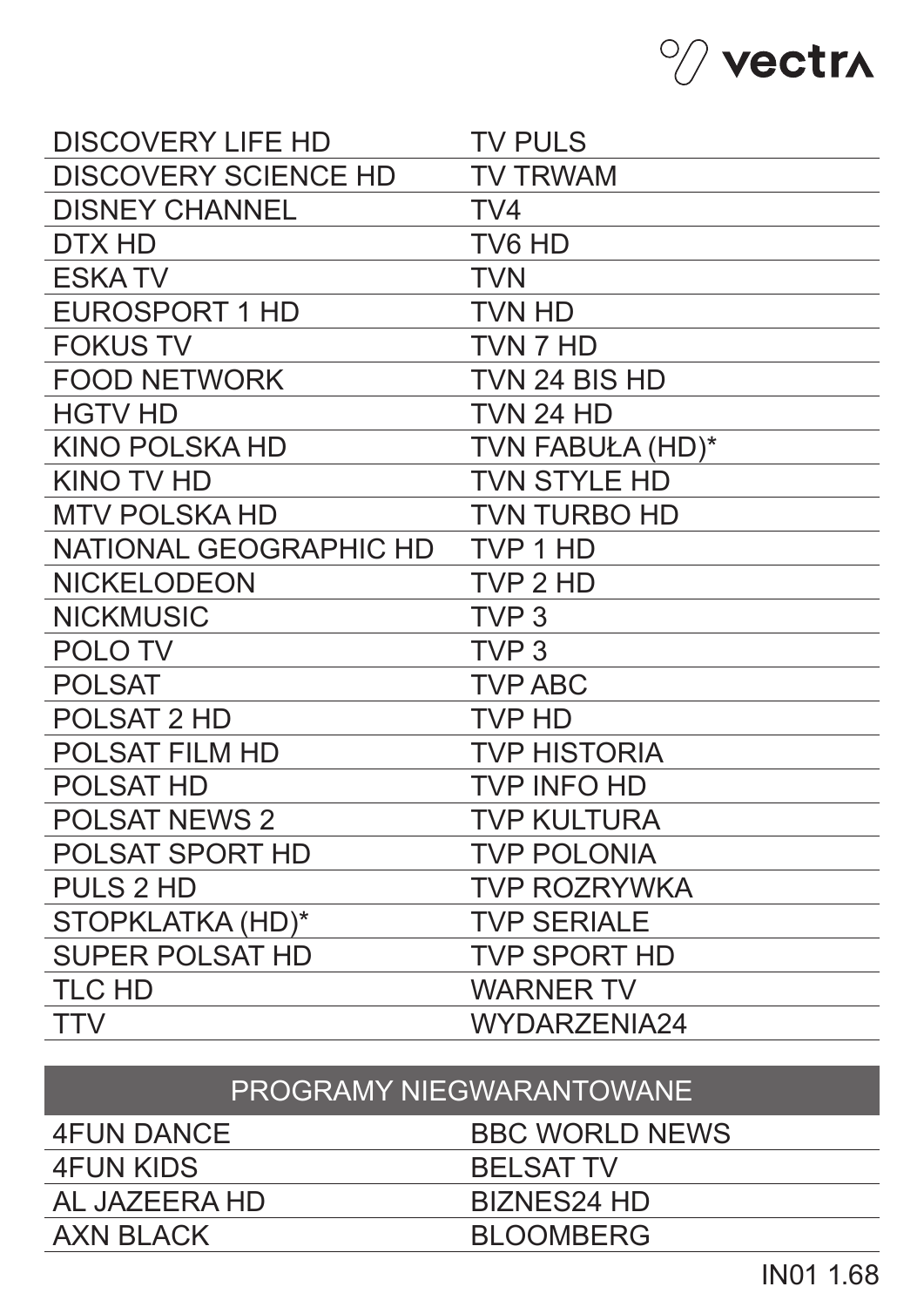| DISCOVERY LIFE HD | TV PULS |
|---|---|
| DISCOVERY SCIENCE HD | TV TRWAM |
| DISNEY CHANNEL | TV4 |
| DTX HD | TV6 HD |
| ESKA TV | TVN |
| EUROSPORT 1 HD | TVN HD |
| FOKUS TV | TVN 7 HD |
| FOOD NETWORK | TVN 24 BIS HD |
| HGTV HD | TVN 24 HD |
| KINO POLSKA HD | TVN FABUŁA (HD)* |
| KINO TV HD | TVN STYLE HD |
| MTV POLSKA HD | TVN TURBO HD |
| NATIONAL GEOGRAPHIC HD | TVP 1 HD |
| NICKELODEON | TVP 2 HD |
| NICKMUSIC | TVP 3 |
| POLO TV | TVP 3 |
| POLSAT | TVP ABC |
| POLSAT 2 HD | TVP HD |
| POLSAT FILM HD | TVP HISTORIA |
| POLSAT HD | TVP INFO HD |
| POLSAT NEWS 2 | TVP KULTURA |
| POLSAT SPORT HD | TVP POLONIA |
| PULS 2 HD | TVP ROZRYWKA |
| STOPKLATKA (HD)* | TVP SERIALE |
| SUPER POLSAT HD | TVP SPORT HD |
| TLC HD | WARNER TV |
| TTV | WYDARZENIA24 |

## PROGRAMY NIEGWARANTOWANE

| 4FUN DANCE | BBC WORLD NEWS |
|---|---|
| 4FUN KIDS | BELSAT TV |
| AL JAZEERA HD | BIZNES24 HD |
| AXN BLACK | BLOOMBERG |

IN01 1.68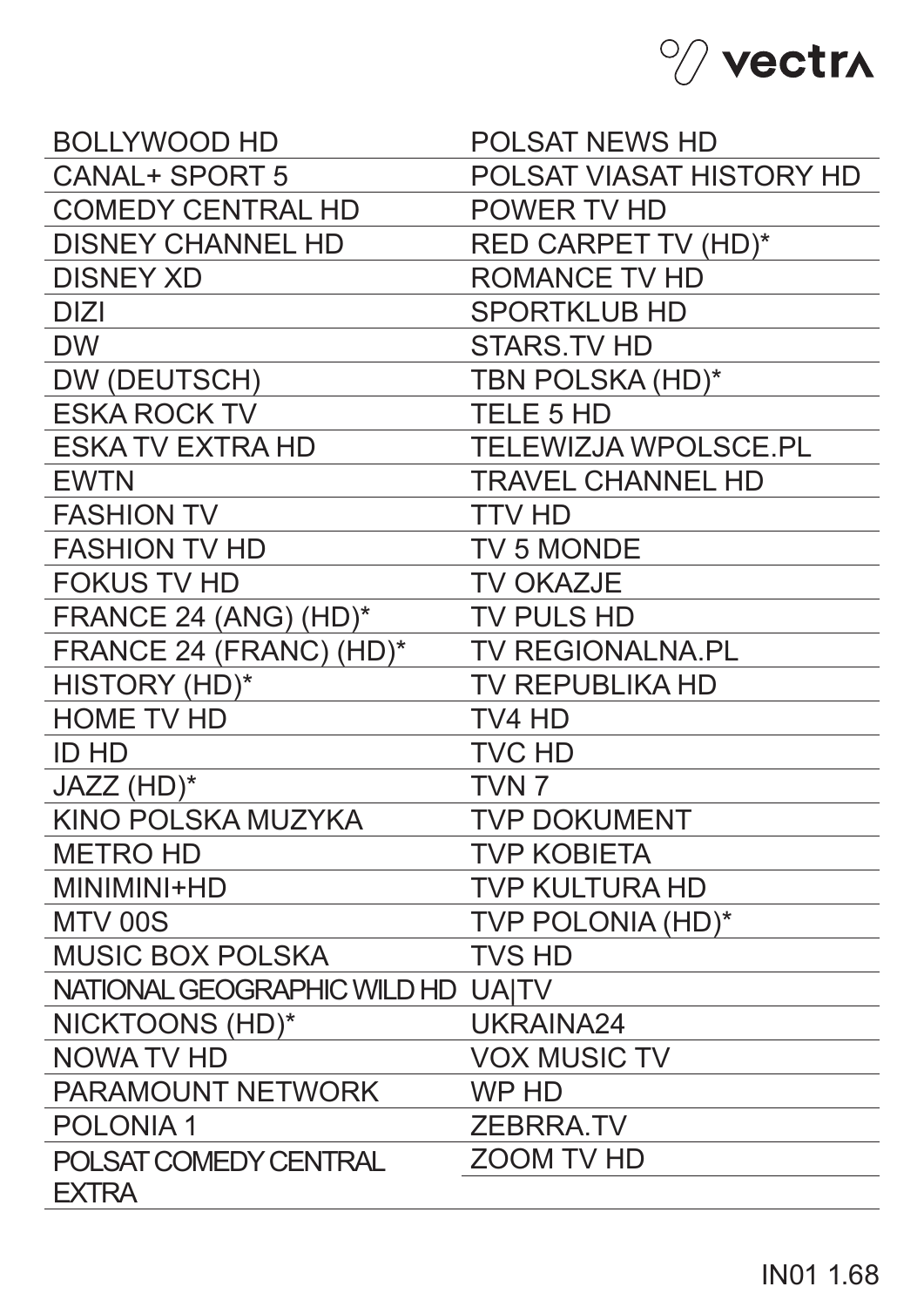BOLLYWOOD HD
CANAL+ SPORT 5
COMEDY CENTRAL HD
DISNEY CHANNEL HD
DISNEY XD
DIZI
DW
DW (DEUTSCH)
ESKA ROCK TV
ESKA TV EXTRA HD
EWTN
FASHION TV
FASHION TV HD
FOKUS TV HD
FRANCE 24 (ANG) (HD)*
FRANCE 24 (FRANC) (HD)*
HISTORY (HD)*
HOME TV HD
ID HD
JAZZ (HD)*
KINO POLSKA MUZYKA
METRO HD
MINIMINI+HD
MTV 00S
MUSIC BOX POLSKA
NATIONAL GEOGRAPHIC WILD HD
NICKTOONS (HD)*
NOWA TV HD
PARAMOUNT NETWORK
POLONIA 1
POLSAT COMEDY CENTRAL EXTRA
POLSAT NEWS HD
POLSAT VIASAT HISTORY HD
POWER TV HD
RED CARPET TV (HD)*
ROMANCE TV HD
SPORTKLUB HD
STARS.TV HD
TBN POLSKA (HD)*
TELE 5 HD
TELEWIZJA WPOLSCE.PL
TRAVEL CHANNEL HD
TTV HD
TV 5 MONDE
TV OKAZJE
TV PULS HD
TV REGIONALNA.PL
TV REPUBLIKA HD
TV4 HD
TVC HD
TVN 7
TVP DOKUMENT
TVP KOBIETA
TVP KULTURA HD
TVP POLONIA (HD)*
TVS HD
UA|TV
UKRAINA24
VOX MUSIC TV
WP HD
ZEBRRA.TV
ZOOM TV HD

IN01 1.68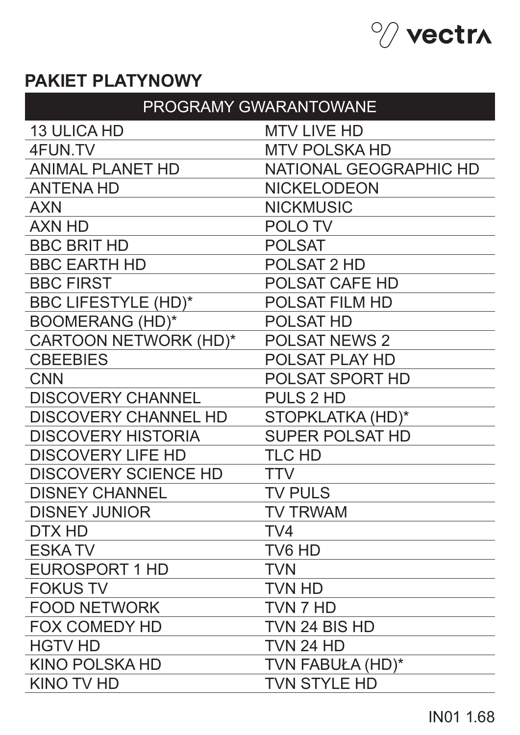# PAKIET PLATYNOWY

| PROGRAMY GWARANTOWANE | |
|---|---|
| 13 ULICA HD | MTV LIVE HD |
| 4FUN.TV | MTV POLSKA HD |
| ANIMAL PLANET HD | NATIONAL GEOGRAPHIC HD |
| ANTENA HD | NICKELODEON |
| AXN | NICKMUSIC |
| AXN HD | POLO TV |
| BBC BRIT HD | POLSAT |
| BBC EARTH HD | POLSAT 2 HD |
| BBC FIRST | POLSAT CAFE HD |
| BBC LIFESTYLE (HD)* | POLSAT FILM HD |
| BOOMERANG (HD)* | POLSAT HD |
| CARTOON NETWORK (HD)* | POLSAT NEWS 2 |
| CBEEBIES | POLSAT PLAY HD |
| CNN | POLSAT SPORT HD |
| DISCOVERY CHANNEL | PULS 2 HD |
| DISCOVERY CHANNEL HD | STOPKLATKA (HD)* |
| DISCOVERY HISTORIA | SUPER POLSAT HD |
| DISCOVERY LIFE HD | TLC HD |
| DISCOVERY SCIENCE HD | TTV |
| DISNEY CHANNEL | TV PULS |
| DISNEY JUNIOR | TV TRWAM |
| DTX HD | TV4 |
| ESKA TV | TV6 HD |
| EUROSPORT 1 HD | TVN |
| FOKUS TV | TVN HD |
| FOOD NETWORK | TVN 7 HD |
| FOX COMEDY HD | TVN 24 BIS HD |
| HGTV HD | TVN 24 HD |
| KINO POLSKA HD | TVN FABUŁA (HD)* |
| KINO TV HD | TVN STYLE HD |

IN01 1.68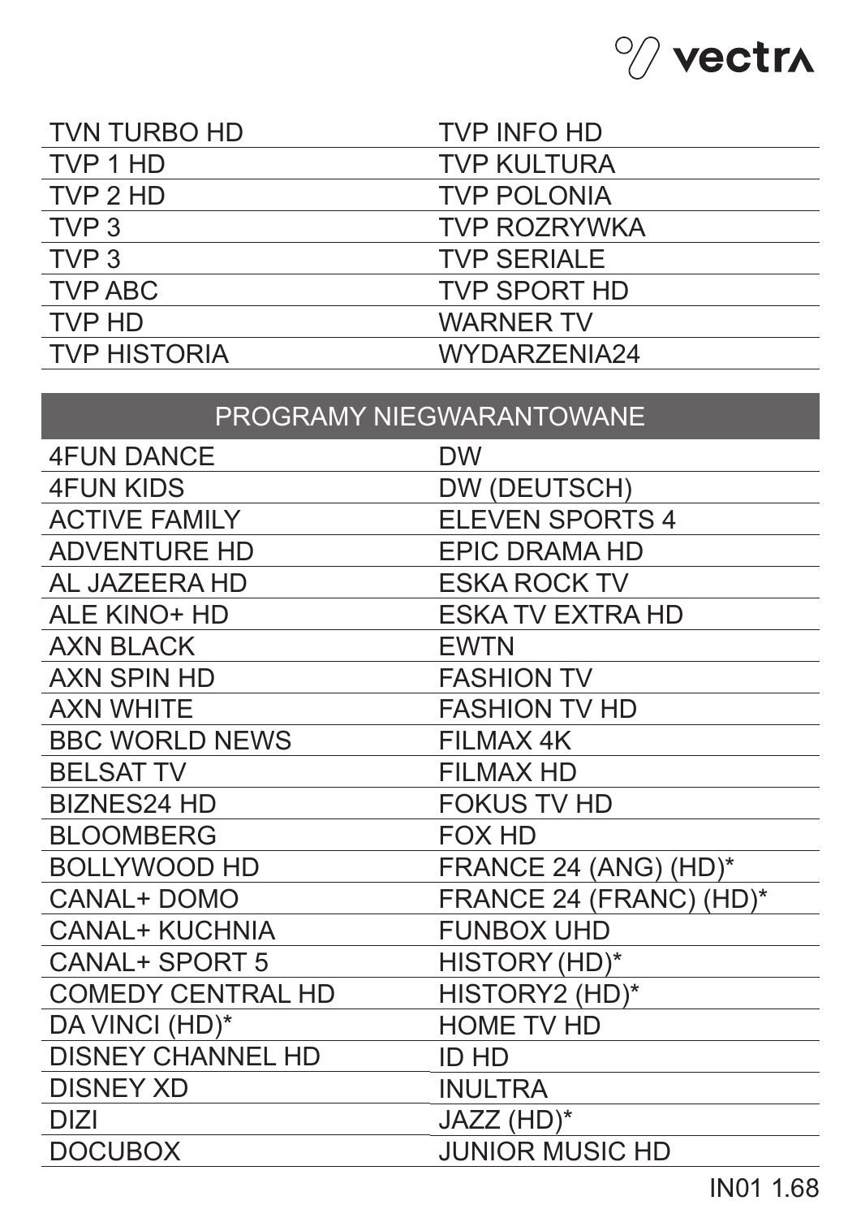| | |
|---|---|
| TVN TURBO HD | TVP INFO HD |
| TVP 1 HD | TVP KULTURA |
| TVP 2 HD | TVP POLONIA |
| TVP 3 | TVP ROZRYWKA |
| TVP 3 | TVP SERIALE |
| TVP ABC | TVP SPORT HD |
| TVP HD | WARNER TV |
| TVP HISTORIA | WYDARZENIA24 |

## PROGRAMY NIEGWARANTOWANE

| | |
|---|---|
| 4FUN DANCE | DW |
| 4FUN KIDS | DW (DEUTSCH) |
| ACTIVE FAMILY | ELEVEN SPORTS 4 |
| ADVENTURE HD | EPIC DRAMA HD |
| AL JAZEERA HD | ESKA ROCK TV |
| ALE KINO+ HD | ESKA TV EXTRA HD |
| AXN BLACK | EWTN |
| AXN SPIN HD | FASHION TV |
| AXN WHITE | FASHION TV HD |
| BBC WORLD NEWS | FILMAX 4K |
| BELSAT TV | FILMAX HD |
| BIZNES24 HD | FOKUS TV HD |
| BLOOMBERG | FOX HD |
| BOLLYWOOD HD | FRANCE 24 (ANG) (HD)* |
| CANAL+ DOMO | FRANCE 24 (FRANC) (HD)* |
| CANAL+ KUCHNIA | FUNBOX UHD |
| CANAL+ SPORT 5 | HISTORY (HD)* |
| COMEDY CENTRAL HD | HISTORY2 (HD)* |
| DA VINCI (HD)* | HOME TV HD |
| DISNEY CHANNEL HD | ID HD |
| DISNEY XD | INULTRA |
| DIZI | JAZZ (HD)* |
| DOCUBOX | JUNIOR MUSIC HD |

IN01 1.68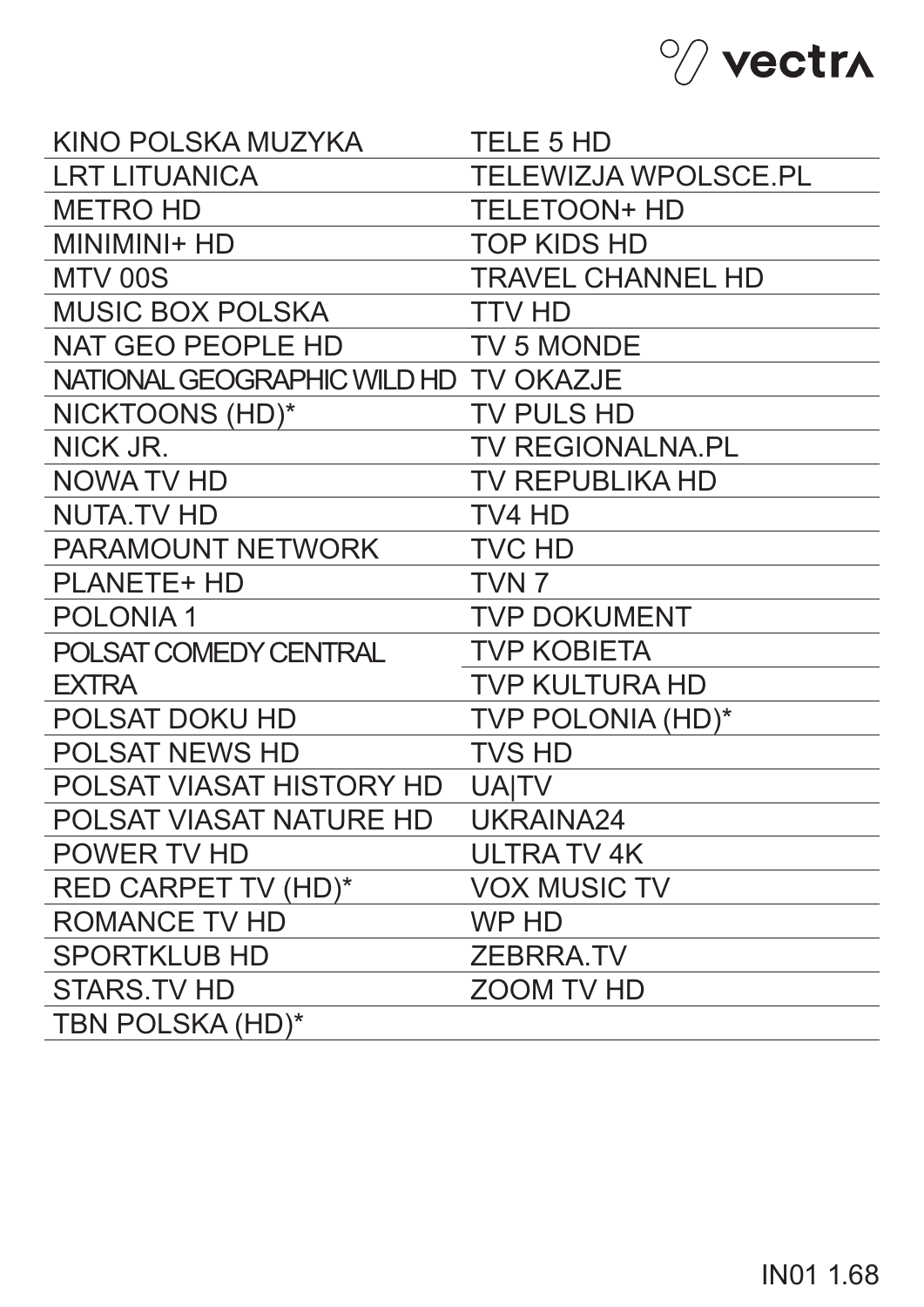- KINO POLSKA MUZYKA
- LRT LITUANICA
- METRO HD
- MINIMINI+ HD
- MTV 00S
- MUSIC BOX POLSKA
- NAT GEO PEOPLE HD
- NATIONAL GEOGRAPHIC WILD HD
- NICKTOONS (HD)*
- NICK JR.
- NOWA TV HD
- NUTA.TV HD
- PARAMOUNT NETWORK
- PLANETE+ HD
- POLONIA 1
- POLSAT COMEDY CENTRAL EXTRA
- POLSAT DOKU HD
- POLSAT NEWS HD
- POLSAT VIASAT HISTORY HD
- POLSAT VIASAT NATURE HD
- POWER TV HD
- RED CARPET TV (HD)*
- ROMANCE TV HD
- SPORTKLUB HD
- STARS.TV HD
- TBN POLSKA (HD)*
- TELE 5 HD
- TELEWIZJA WPOLSCE.PL
- TELETOON+ HD
- TOP KIDS HD
- TRAVEL CHANNEL HD
- TTV HD
- TV 5 MONDE
- TV OKAZJE
- TV PULS HD
- TV REGIONALNA.PL
- TV REPUBLIKA HD
- TV4 HD
- TVC HD
- TVN 7
- TVP DOKUMENT
- TVP KOBIETA
- TVP KULTURA HD
- TVP POLONIA (HD)*
- TVS HD
- UA|TV
- UKRAINA24
- ULTRA TV 4K
- VOX MUSIC TV
- WP HD
- ZEBRRA.TV
- ZOOM TV HD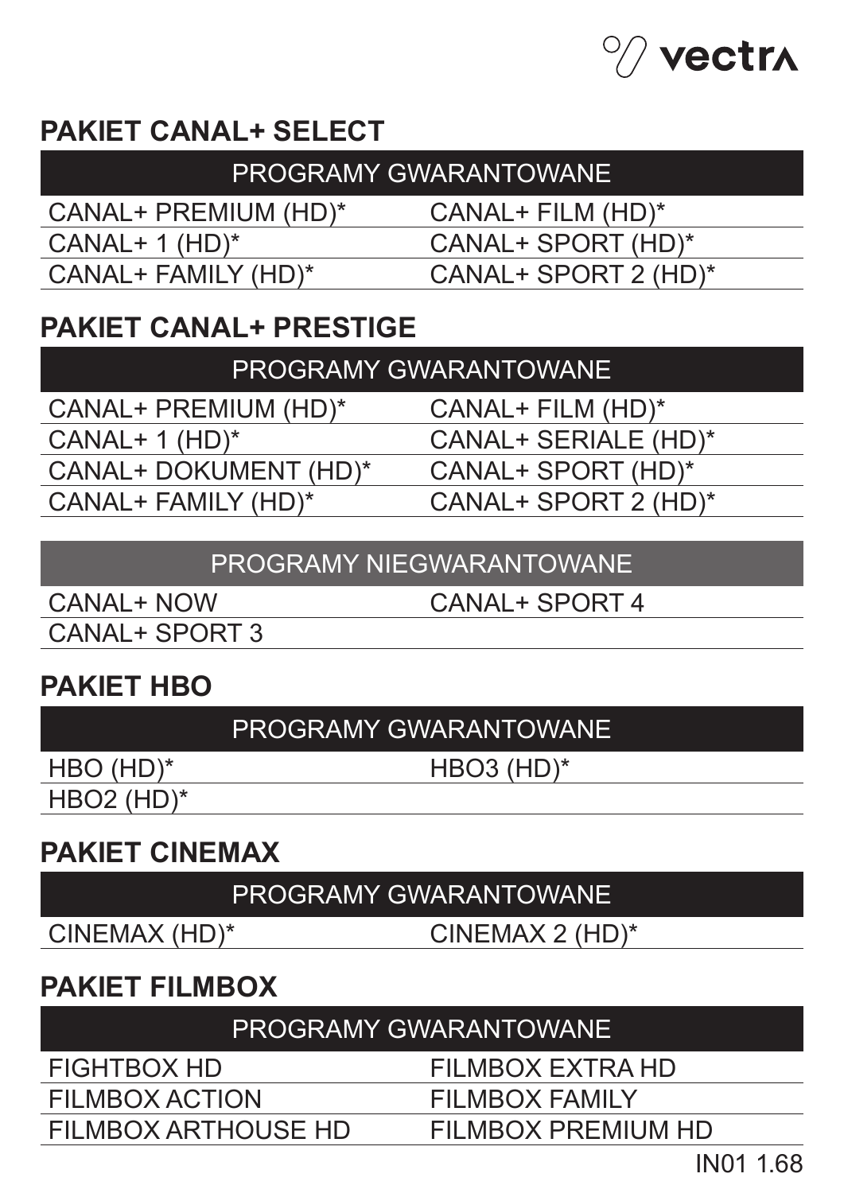## PAKIET CANAL+ SELECT

| PROGRAMY GWARANTOWANE | |
|---|---|
| CANAL+ PREMIUM (HD)* | CANAL+ FILM (HD)* |
| CANAL+ 1 (HD)* | CANAL+ SPORT (HD)* |
| CANAL+ FAMILY (HD)* | CANAL+ SPORT 2 (HD)* |

## PAKIET CANAL+ PRESTIGE

| PROGRAMY GWARANTOWANE | |
|---|---|
| CANAL+ PREMIUM (HD)* | CANAL+ FILM (HD)* |
| CANAL+ 1 (HD)* | CANAL+ SERIALE (HD)* |
| CANAL+ DOKUMENT (HD)* | CANAL+ SPORT (HD)* |
| CANAL+ FAMILY (HD)* | CANAL+ SPORT 2 (HD)* |

| PROGRAMY NIEGWARANTOWANE | |
|---|---|
| CANAL+ NOW | CANAL+ SPORT 4 |
| CANAL+ SPORT 3 | |

## PAKIET HBO

| PROGRAMY GWARANTOWANE | |
|---|---|
| HBO (HD)* | HBO3 (HD)* |
| HBO2 (HD)* | |

## PAKIET CINEMAX

| PROGRAMY GWARANTOWANE | |
|---|---|
| CINEMAX (HD)* | CINEMAX 2 (HD)* |

## PAKIET FILMBOX

| PROGRAMY GWARANTOWANE | |
|---|---|
| FIGHTBOX HD | FILMBOX EXTRA HD |
| FILMBOX ACTION | FILMBOX FAMILY |
| FILMBOX ARTHOUSE HD | FILMBOX PREMIUM HD |

IN01 1.68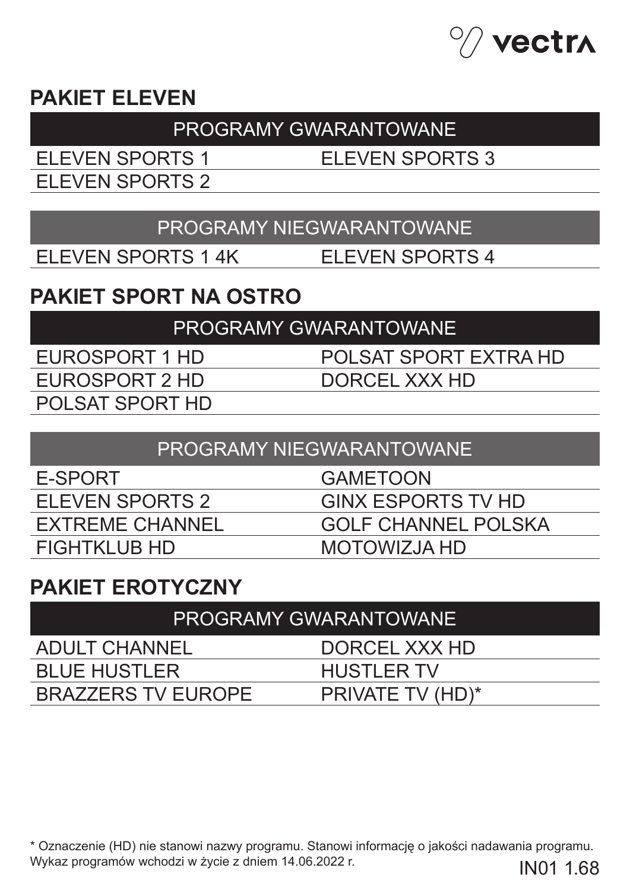## PAKIET ELEVEN

| PROGRAMY GWARANTOWANE | |
|---|---|
| ELEVEN SPORTS 1 | ELEVEN SPORTS 3 |
| ELEVEN SPORTS 2 | |

| PROGRAMY NIEGWARANTOWANE | |
|---|---|
| ELEVEN SPORTS 1 4K | ELEVEN SPORTS 4 |

## PAKIET SPORT NA OSTRO

| PROGRAMY GWARANTOWANE | |
|---|---|
| EUROSPORT 1 HD | POLSAT SPORT EXTRA HD |
| EUROSPORT 2 HD | DORCEL XXX HD |
| POLSAT SPORT HD | |

| PROGRAMY NIEGWARANTOWANE | |
|---|---|
| E-SPORT | GAMETOON |
| ELEVEN SPORTS 2 | GINX ESPORTS TV HD |
| EXTREME CHANNEL | GOLF CHANNEL POLSKA |
| FIGHTKLUB HD | MOTOWIZJA HD |

## PAKIET EROTYCZNY

| PROGRAMY GWARANTOWANE | |
|---|---|
| ADULT CHANNEL | DORCEL XXX HD |
| BLUE HUSTLER | HUSTLER TV |
| BRAZZERS TV EUROPE | PRIVATE TV (HD)* |

* Oznaczenie (HD) nie stanowi nazwy programu. Stanowi informację o jakości nadawania programu.
Wykaz programów wchodzi w życie z dniem 14.06.2022 r.

IN01 1.68